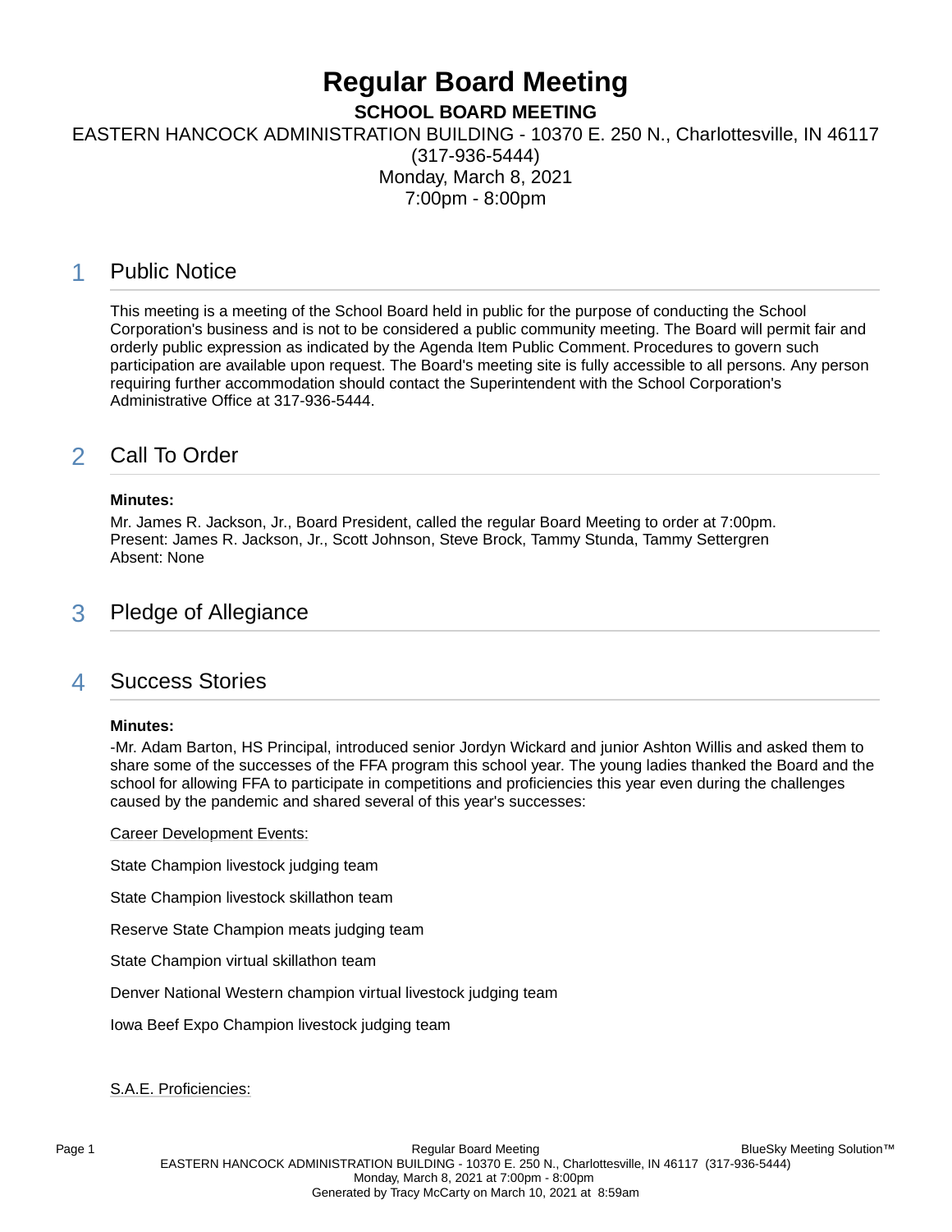# Regular Board Meeting

**SCHOOL BOARD MEETING**

EASTERN HANCOCK ADMINISTRATION BUILDING - 10370 E. 250 N., Charlottesville, IN 46117 (317-936-5444)

Monday, March 8, 2021

7:00pm - 8:00pm

## 1 Public Notice

This meeting is a meeting of the School Board held in public for the purpose of conducting the School Corporation's business and is not to be considered a public community meeting. The Board will permit fair and orderly public expression as indicated by the Agenda Item Public Comment. Procedures to govern such participation are available upon request. The Board's meeting site is fully accessible to all persons. Any person requiring further accommodation should contact the Superintendent with the School Corporation's Administrative Office at 317-936-5444.

## 2 Call To Order

**Minutes:**

Mr. James R. Jackson, Jr., Board President, called the regular Board Meeting to order at 7:00pm.
Present: James R. Jackson, Jr., Scott Johnson, Steve Brock, Tammy Stunda, Tammy Settergren
Absent: None

## 3 Pledge of Allegiance

## 4 Success Stories

**Minutes:**

-Mr. Adam Barton, HS Principal, introduced senior Jordyn Wickard and junior Ashton Willis and asked them to share some of the successes of the FFA program this school year. The young ladies thanked the Board and the school for allowing FFA to participate in competitions and proficiencies this year even during the challenges caused by the pandemic and shared several of this year's successes:

Career Development Events:

State Champion livestock judging team

State Champion livestock skillathon team

Reserve State Champion meats judging team

State Champion virtual skillathon team

Denver National Western champion virtual livestock judging team

Iowa Beef Expo Champion livestock judging team

S.A.E. Proficiencies: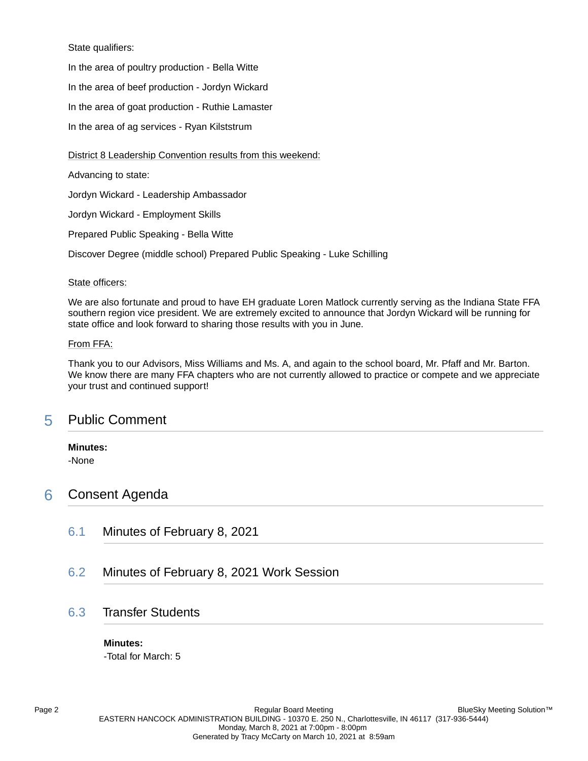State qualifiers:

In the area of poultry production - Bella Witte

In the area of beef production - Jordyn Wickard

In the area of goat production - Ruthie Lamaster

In the area of ag services - Ryan Kilststrum

District 8 Leadership Convention results from this weekend:

Advancing to state:

Jordyn Wickard - Leadership Ambassador

Jordyn Wickard - Employment Skills

Prepared Public Speaking - Bella Witte

Discover Degree (middle school) Prepared Public Speaking - Luke Schilling

State officers:

We are also fortunate and proud to have EH graduate Loren Matlock currently serving as the Indiana State FFA southern region vice president. We are extremely excited to announce that Jordyn Wickard will be running for state office and look forward to sharing those results with you in June.

From FFA:

Thank you to our Advisors, Miss Williams and Ms. A, and again to the school board, Mr. Pfaff and Mr. Barton. We know there are many FFA chapters who are not currently allowed to practice or compete and we appreciate your trust and continued support!

## 5 Public Comment

**Minutes:**
-None

## 6 Consent Agenda

### 6.1 Minutes of February 8, 2021

### 6.2 Minutes of February 8, 2021 Work Session

### 6.3 Transfer Students

**Minutes:**
-Total for March: 5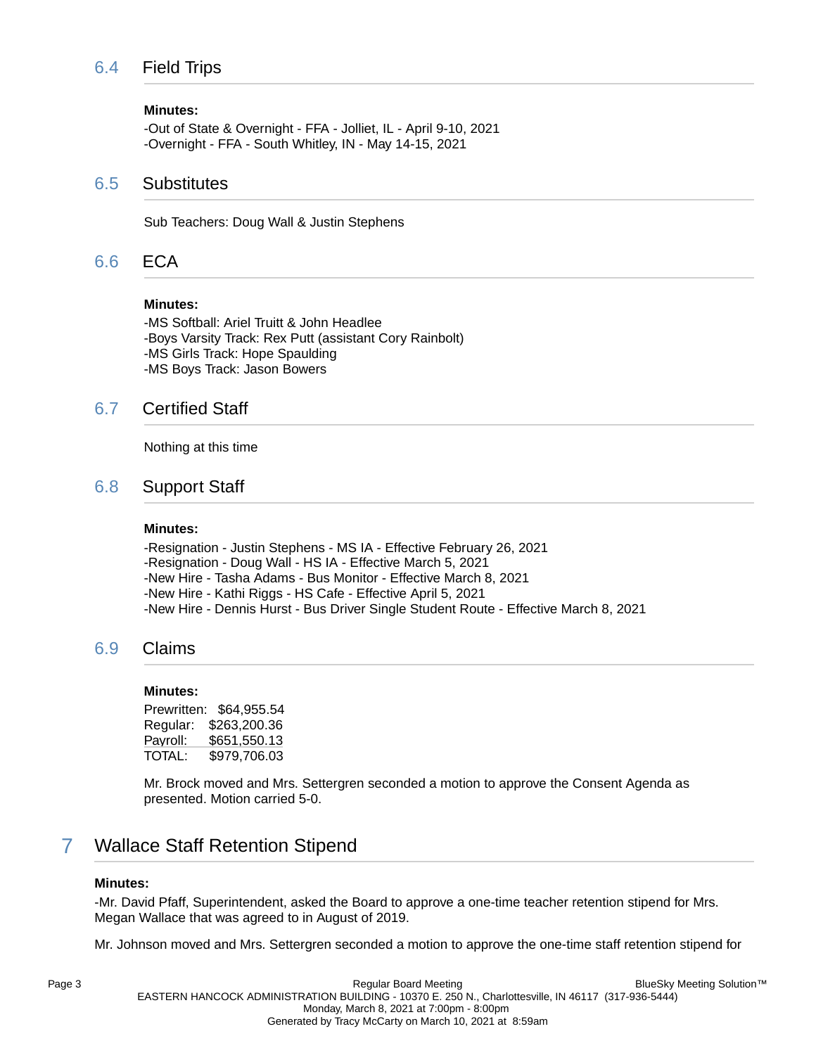### 6.4 Field Trips

**Minutes:**

-Out of State & Overnight - FFA - Jolliet, IL - April 9-10, 2021
-Overnight - FFA - South Whitley, IN - May 14-15, 2021

### 6.5 Substitutes

Sub Teachers: Doug Wall & Justin Stephens

### 6.6 ECA

**Minutes:**

-MS Softball: Ariel Truitt & John Headlee
-Boys Varsity Track: Rex Putt (assistant Cory Rainbolt)
-MS Girls Track: Hope Spaulding
-MS Boys Track: Jason Bowers

### 6.7 Certified Staff

Nothing at this time

### 6.8 Support Staff

**Minutes:**

-Resignation - Justin Stephens - MS IA - Effective February 26, 2021
-Resignation - Doug Wall - HS IA - Effective March 5, 2021
-New Hire - Tasha Adams - Bus Monitor - Effective March 8, 2021
-New Hire - Kathi Riggs - HS Cafe - Effective April 5, 2021
-New Hire - Dennis Hurst - Bus Driver Single Student Route - Effective March 8, 2021

### 6.9 Claims

**Minutes:**

Prewritten: $64,955.54
Regular: $263,200.36
Payroll: $651,550.13
TOTAL: $979,706.03

Mr. Brock moved and Mrs. Settergren seconded a motion to approve the Consent Agenda as presented. Motion carried 5-0.

## 7 Wallace Staff Retention Stipend

**Minutes:**

-Mr. David Pfaff, Superintendent, asked the Board to approve a one-time teacher retention stipend for Mrs. Megan Wallace that was agreed to in August of 2019.

Mr. Johnson moved and Mrs. Settergren seconded a motion to approve the one-time staff retention stipend for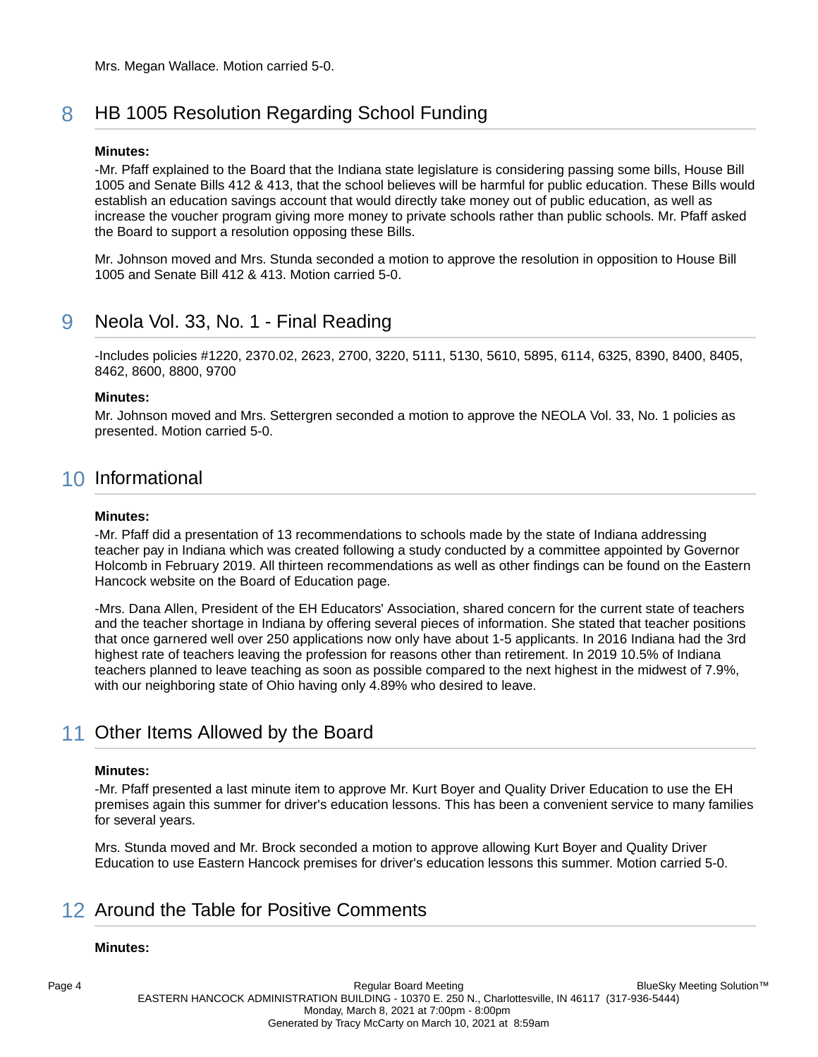Mrs. Megan Wallace. Motion carried 5-0.

## 8 HB 1005 Resolution Regarding School Funding

**Minutes:**

-Mr. Pfaff explained to the Board that the Indiana state legislature is considering passing some bills, House Bill 1005 and Senate Bills 412 & 413, that the school believes will be harmful for public education. These Bills would establish an education savings account that would directly take money out of public education, as well as increase the voucher program giving more money to private schools rather than public schools. Mr. Pfaff asked the Board to support a resolution opposing these Bills.

Mr. Johnson moved and Mrs. Stunda seconded a motion to approve the resolution in opposition to House Bill 1005 and Senate Bill 412 & 413. Motion carried 5-0.

## 9 Neola Vol. 33, No. 1 - Final Reading

-Includes policies #1220, 2370.02, 2623, 2700, 3220, 5111, 5130, 5610, 5895, 6114, 6325, 8390, 8400, 8405, 8462, 8600, 8800, 9700

**Minutes:**

Mr. Johnson moved and Mrs. Settergren seconded a motion to approve the NEOLA Vol. 33, No. 1 policies as presented. Motion carried 5-0.

## 10 Informational

**Minutes:**

-Mr. Pfaff did a presentation of 13 recommendations to schools made by the state of Indiana addressing teacher pay in Indiana which was created following a study conducted by a committee appointed by Governor Holcomb in February 2019. All thirteen recommendations as well as other findings can be found on the Eastern Hancock website on the Board of Education page.

-Mrs. Dana Allen, President of the EH Educators' Association, shared concern for the current state of teachers and the teacher shortage in Indiana by offering several pieces of information. She stated that teacher positions that once garnered well over 250 applications now only have about 1-5 applicants. In 2016 Indiana had the 3rd highest rate of teachers leaving the profession for reasons other than retirement. In 2019 10.5% of Indiana teachers planned to leave teaching as soon as possible compared to the next highest in the midwest of 7.9%, with our neighboring state of Ohio having only 4.89% who desired to leave.

## 11 Other Items Allowed by the Board

**Minutes:**

-Mr. Pfaff presented a last minute item to approve Mr. Kurt Boyer and Quality Driver Education to use the EH premises again this summer for driver's education lessons. This has been a convenient service to many families for several years.

Mrs. Stunda moved and Mr. Brock seconded a motion to approve allowing Kurt Boyer and Quality Driver Education to use Eastern Hancock premises for driver's education lessons this summer. Motion carried 5-0.

## 12 Around the Table for Positive Comments

**Minutes:**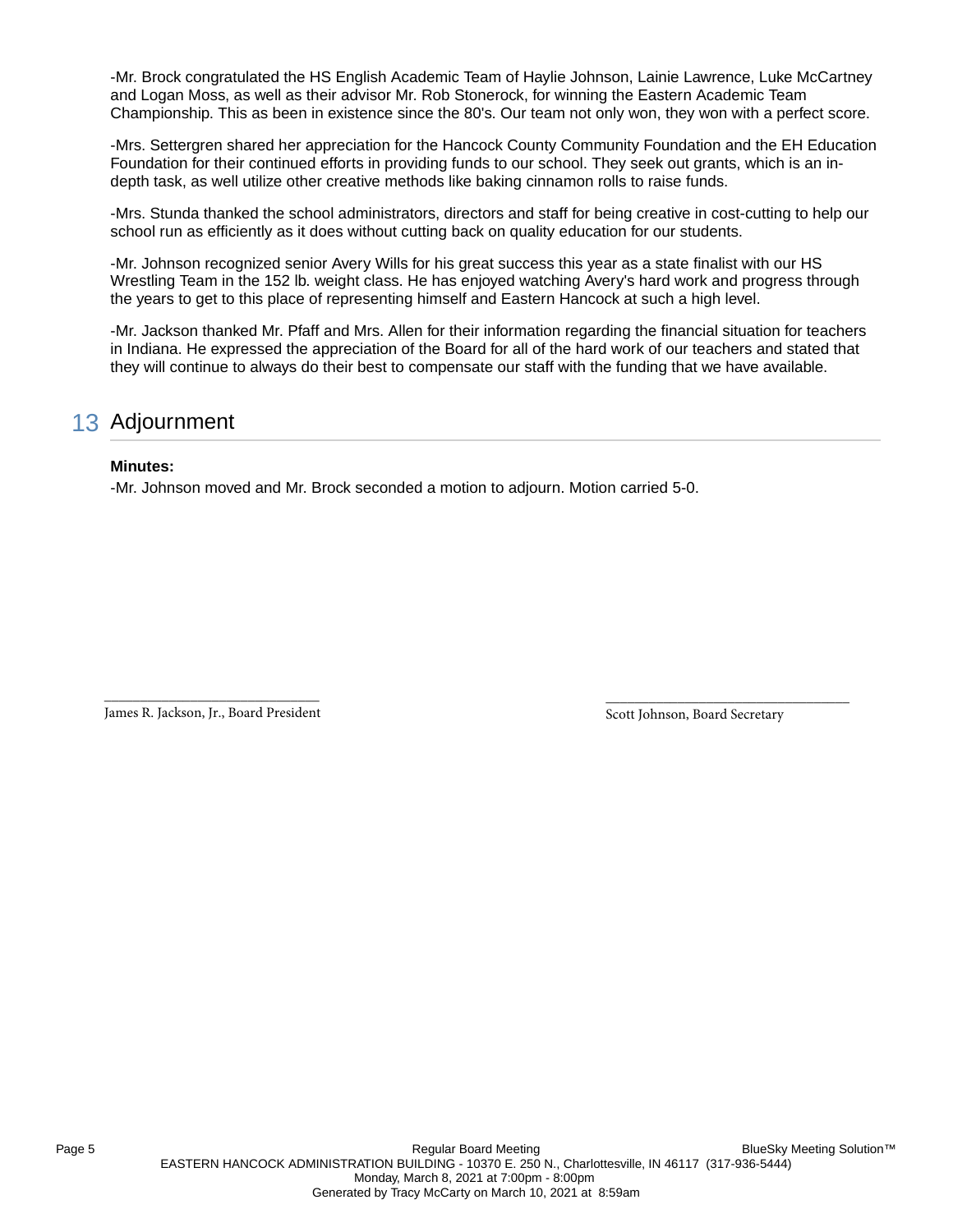-Mr. Brock congratulated the HS English Academic Team of Haylie Johnson, Lainie Lawrence, Luke McCartney and Logan Moss, as well as their advisor Mr. Rob Stonerock, for winning the Eastern Academic Team Championship. This as been in existence since the 80's. Our team not only won, they won with a perfect score.

-Mrs. Settergren shared her appreciation for the Hancock County Community Foundation and the EH Education Foundation for their continued efforts in providing funds to our school. They seek out grants, which is an in-depth task, as well utilize other creative methods like baking cinnamon rolls to raise funds.

-Mrs. Stunda thanked the school administrators, directors and staff for being creative in cost-cutting to help our school run as efficiently as it does without cutting back on quality education for our students.

-Mr. Johnson recognized senior Avery Wills for his great success this year as a state finalist with our HS Wrestling Team in the 152 lb. weight class. He has enjoyed watching Avery's hard work and progress through the years to get to this place of representing himself and Eastern Hancock at such a high level.

-Mr. Jackson thanked Mr. Pfaff and Mrs. Allen for their information regarding the financial situation for teachers in Indiana. He expressed the appreciation of the Board for all of the hard work of our teachers and stated that they will continue to always do their best to compensate our staff with the funding that we have available.

## 13 Adjournment

**Minutes:**

-Mr. Johnson moved and Mr. Brock seconded a motion to adjourn. Motion carried 5-0.

\_\_\_\_\_\_\_\_\_\_\_\_\_\_\_\_\_\_\_\_\_\_\_\_\_\_\_\_\_\_
James R. Jackson, Jr., Board President

\_\_\_\_\_\_\_\_\_\_\_\_\_\_\_\_\_\_\_\_\_\_\_\_\_\_\_\_\_\_
Scott Johnson, Board Secretary